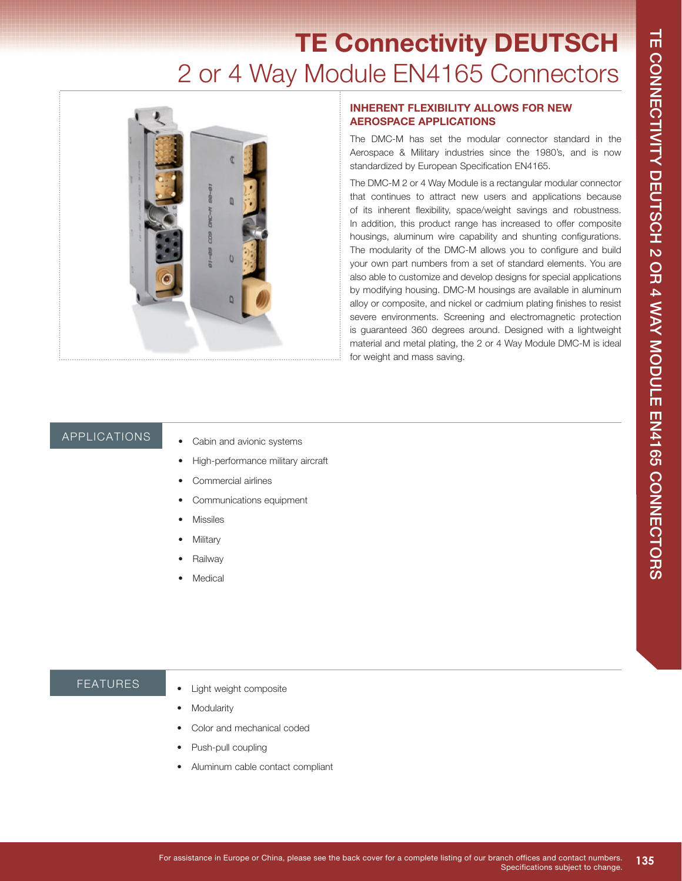# TE Connectivity DEUTSCH

## 2 or 4 Way Module EN4165 Connectors

### INHERENT FLEXIBILITY ALLOWS FOR NEW AEROSPACE APPLICATIONS

The DMC-M has set the modular connector standard in the Aerospace & Military industries since the 1980's, and is now standardized by European Specification EN4165.

The DMC-M 2 or 4 Way Module is a rectangular modular connector that continues to attract new users and applications because of its inherent flexibility, space/weight savings and robustness. In addition, this product range has increased to offer composite housings, aluminum wire capability and shunting configurations. The modularity of the DMC-M allows you to configure and build your own part numbers from a set of standard elements. You are also able to customize and develop designs for special applications by modifying housing. DMC-M housings are available in aluminum alloy or composite, and nickel or cadmium plating finishes to resist severe environments. Screening and electromagnetic protection is guaranteed 360 degrees around. Designed with a lightweight material and metal plating, the 2 or 4 Way Module DMC-M is ideal for weight and mass saving.

### APPLICATIONS

- Cabin and avionic systems
- High-performance military aircraft
- Commercial airlines
- Communications equipment
- Missiles
- Military
- Railway
- Medical

### FEATURES

- Light weight composite
- Modularity
- Color and mechanical coded
- Push-pull coupling
- Aluminum cable contact compliant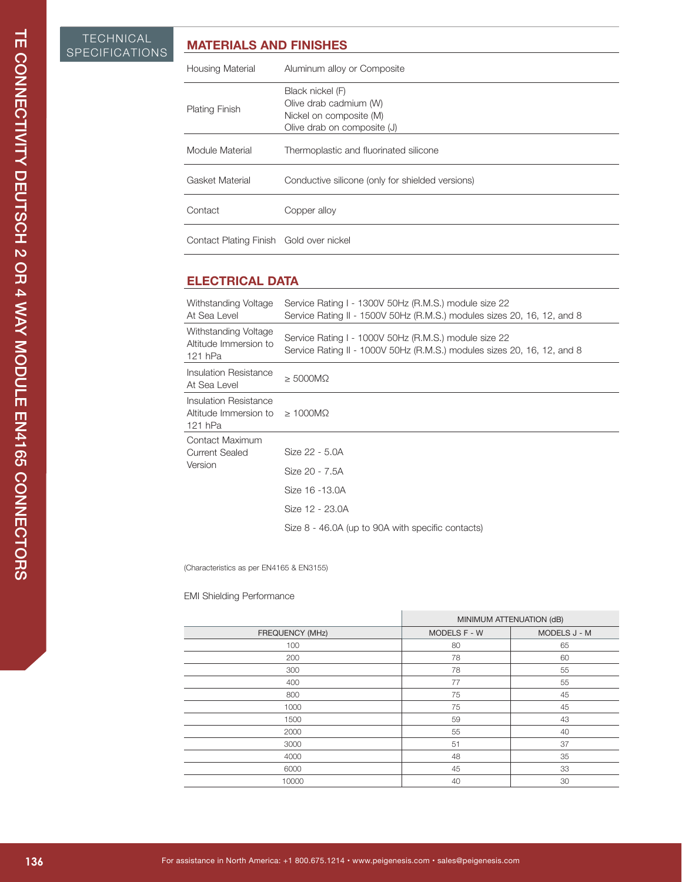TECHNICAL SPECIFICATIONS

## MATERIALS AND FINISHES

| | |
|---|---|
| Housing Material | Aluminum alloy or Composite |
| Plating Finish | Black nickel (F)<br>Olive drab cadmium (W)<br>Nickel on composite (M)<br>Olive drab on composite (J) |
| Module Material | Thermoplastic and fluorinated silicone |
| Gasket Material | Conductive silicone (only for shielded versions) |
| Contact | Copper alloy |
| Contact Plating Finish | Gold over nickel |

## ELECTRICAL DATA

| | |
|---|---|
| Withstanding Voltage At Sea Level | Service Rating I - 1300V 50Hz (R.M.S.) module size 22<br>Service Rating II - 1500V 50Hz (R.M.S.) modules sizes 20, 16, 12, and 8 |
| Withstanding Voltage Altitude Immersion to 121 hPa | Service Rating I - 1000V 50Hz (R.M.S.) module size 22<br>Service Rating II - 1000V 50Hz (R.M.S.) modules sizes 20, 16, 12, and 8 |
| Insulation Resistance At Sea Level | ≥ 5000MΩ |
| Insulation Resistance Altitude Immersion to 121 hPa | ≥ 1000MΩ |
| Contact Maximum Current Sealed Version | Size 22 - 5.0A<br>Size 20 - 7.5A<br>Size 16 -13.0A<br>Size 12 - 23.0A<br>Size 8 - 46.0A (up to 90A with specific contacts) |

(Characteristics as per EN4165 & EN3155)

EMI Shielding Performance

| | MINIMUM ATTENUATION (dB) | |
|---|---|---|
| FREQUENCY (MHz) | MODELS F - W | MODELS J - M |
| 100 | 80 | 65 |
| 200 | 78 | 60 |
| 300 | 78 | 55 |
| 400 | 77 | 55 |
| 800 | 75 | 45 |
| 1000 | 75 | 45 |
| 1500 | 59 | 43 |
| 2000 | 55 | 40 |
| 3000 | 51 | 37 |
| 4000 | 48 | 35 |
| 6000 | 45 | 33 |
| 10000 | 40 | 30 |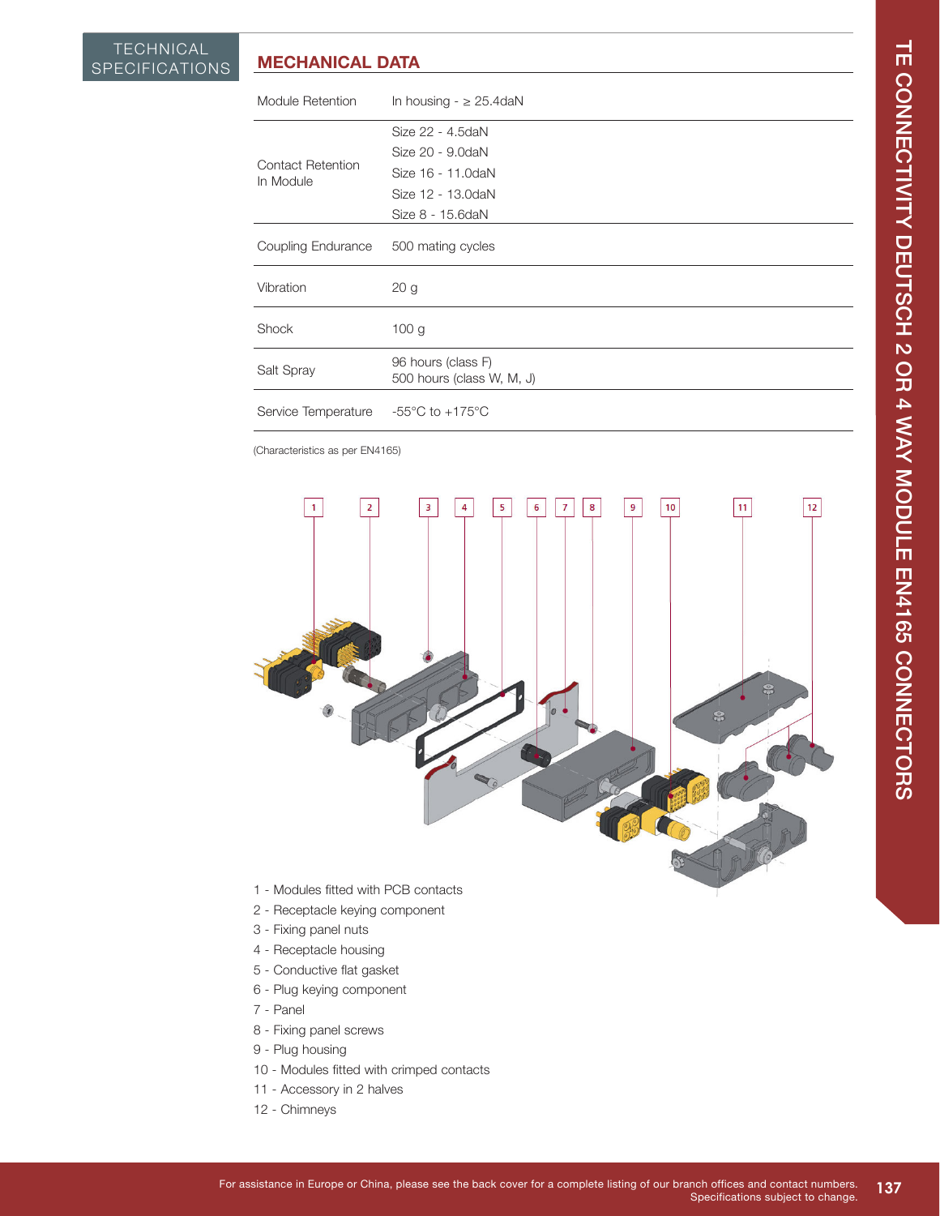TECHNICAL SPECIFICATIONS

## MECHANICAL DATA

| | |
|---|---|
| Module Retention | In housing - ≥ 25.4daN |
| Contact Retention In Module | Size 22 - 4.5daN<br>Size 20 - 9.0daN<br>Size 16 - 11.0daN<br>Size 12 - 13.0daN<br>Size 8 - 15.6daN |
| Coupling Endurance | 500 mating cycles |
| Vibration | 20 g |
| Shock | 100 g |
| Salt Spray | 96 hours (class F)<br>500 hours (class W, M, J) |
| Service Temperature | -55°C to +175°C |

(Characteristics as per EN4165)

1 2 3 4 5 6 7 8 9 10 11 12

1 - Modules fitted with PCB contacts
2 - Receptacle keying component
3 - Fixing panel nuts
4 - Receptacle housing
5 - Conductive flat gasket
6 - Plug keying component
7 - Panel
8 - Fixing panel screws
9 - Plug housing
10 - Modules fitted with crimped contacts
11 - Accessory in 2 halves
12 - Chimneys